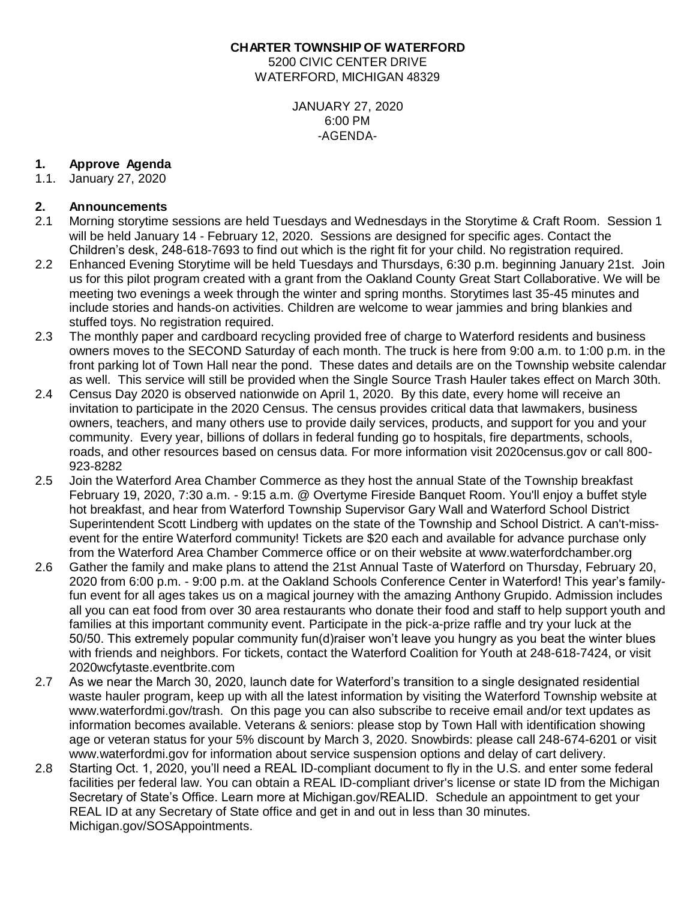**CHARTER TOWNSHIP OF WATERFORD**
5200 CIVIC CENTER DRIVE
WATERFORD, MICHIGAN 48329

JANUARY 27, 2020
6:00 PM
-AGENDA-

**1. Approve Agenda**

1.1. January 27, 2020

**2. Announcements**

2.1 Morning storytime sessions are held Tuesdays and Wednesdays in the Storytime & Craft Room. Session 1 will be held January 14 - February 12, 2020. Sessions are designed for specific ages. Contact the Children's desk, 248-618-7693 to find out which is the right fit for your child. No registration required.

2.2 Enhanced Evening Storytime will be held Tuesdays and Thursdays, 6:30 p.m. beginning January 21st. Join us for this pilot program created with a grant from the Oakland County Great Start Collaborative. We will be meeting two evenings a week through the winter and spring months. Storytimes last 35-45 minutes and include stories and hands-on activities. Children are welcome to wear jammies and bring blankies and stuffed toys. No registration required.

2.3 The monthly paper and cardboard recycling provided free of charge to Waterford residents and business owners moves to the SECOND Saturday of each month. The truck is here from 9:00 a.m. to 1:00 p.m. in the front parking lot of Town Hall near the pond. These dates and details are on the Township website calendar as well. This service will still be provided when the Single Source Trash Hauler takes effect on March 30th.

2.4 Census Day 2020 is observed nationwide on April 1, 2020. By this date, every home will receive an invitation to participate in the 2020 Census. The census provides critical data that lawmakers, business owners, teachers, and many others use to provide daily services, products, and support for you and your community. Every year, billions of dollars in federal funding go to hospitals, fire departments, schools, roads, and other resources based on census data. For more information visit 2020census.gov or call 800-923-8282

2.5 Join the Waterford Area Chamber Commerce as they host the annual State of the Township breakfast February 19, 2020, 7:30 a.m. - 9:15 a.m. @ Overtyme Fireside Banquet Room. You'll enjoy a buffet style hot breakfast, and hear from Waterford Township Supervisor Gary Wall and Waterford School District Superintendent Scott Lindberg with updates on the state of the Township and School District. A can't-miss-event for the entire Waterford community! Tickets are $20 each and available for advance purchase only from the Waterford Area Chamber Commerce office or on their website at www.waterfordchamber.org

2.6 Gather the family and make plans to attend the 21st Annual Taste of Waterford on Thursday, February 20, 2020 from 6:00 p.m. - 9:00 p.m. at the Oakland Schools Conference Center in Waterford! This year's family-fun event for all ages takes us on a magical journey with the amazing Anthony Grupido. Admission includes all you can eat food from over 30 area restaurants who donate their food and staff to help support youth and families at this important community event. Participate in the pick-a-prize raffle and try your luck at the 50/50. This extremely popular community fun(d)raiser won't leave you hungry as you beat the winter blues with friends and neighbors. For tickets, contact the Waterford Coalition for Youth at 248-618-7424, or visit 2020wcfytaste.eventbrite.com

2.7 As we near the March 30, 2020, launch date for Waterford's transition to a single designated residential waste hauler program, keep up with all the latest information by visiting the Waterford Township website at www.waterfordmi.gov/trash. On this page you can also subscribe to receive email and/or text updates as information becomes available. Veterans & seniors: please stop by Town Hall with identification showing age or veteran status for your 5% discount by March 3, 2020. Snowbirds: please call 248-674-6201 or visit www.waterfordmi.gov for information about service suspension options and delay of cart delivery.

2.8 Starting Oct. 1, 2020, you'll need a REAL ID-compliant document to fly in the U.S. and enter some federal facilities per federal law. You can obtain a REAL ID-compliant driver's license or state ID from the Michigan Secretary of State's Office. Learn more at Michigan.gov/REALID. Schedule an appointment to get your REAL ID at any Secretary of State office and get in and out in less than 30 minutes. Michigan.gov/SOSAppointments.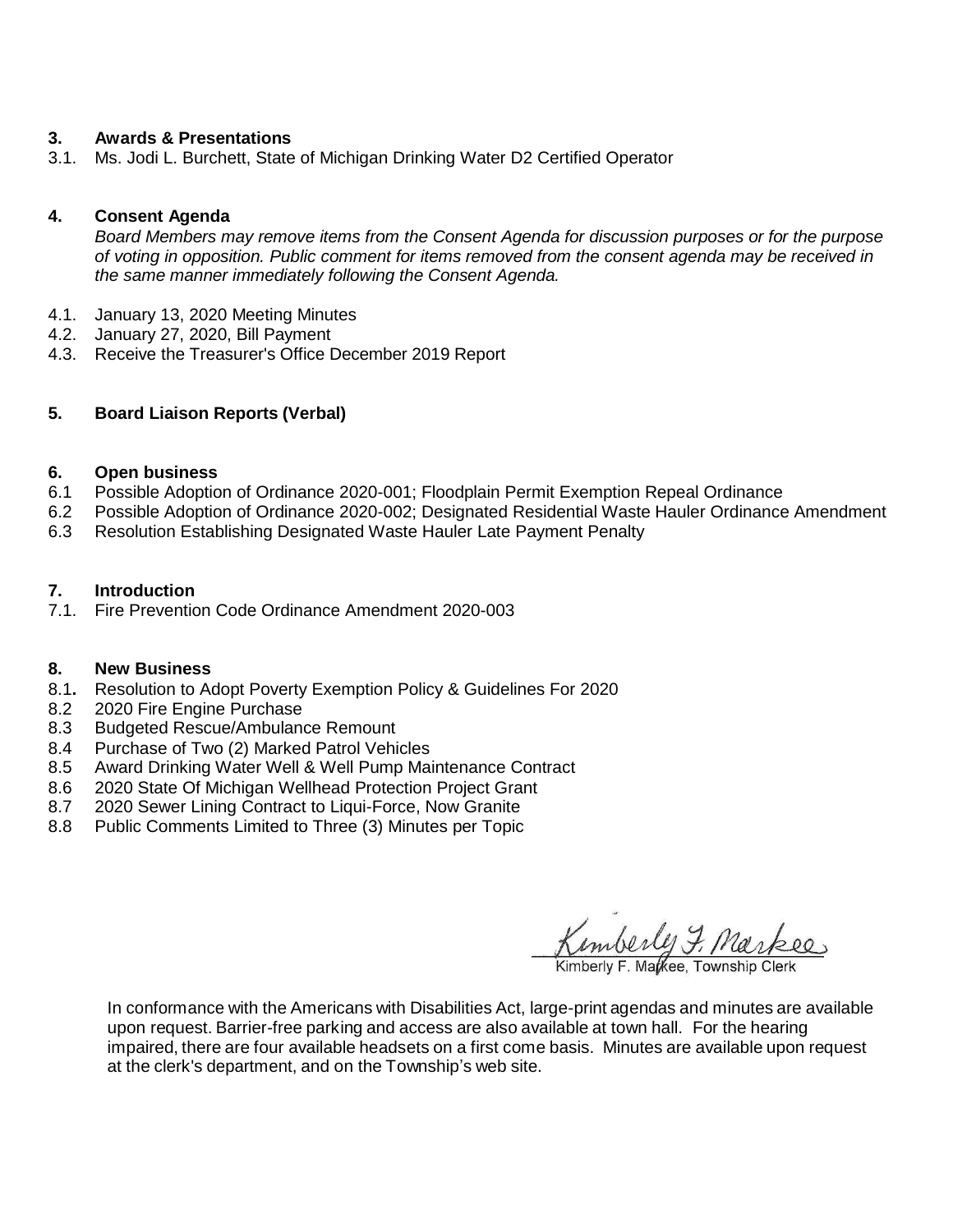**3. Awards & Presentations**

3.1. Ms. Jodi L. Burchett, State of Michigan Drinking Water D2 Certified Operator

**4. Consent Agenda**

*Board Members may remove items from the Consent Agenda for discussion purposes or for the purpose of voting in opposition. Public comment for items removed from the consent agenda may be received in the same manner immediately following the Consent Agenda.*

4.1. January 13, 2020 Meeting Minutes
4.2. January 27, 2020, Bill Payment
4.3. Receive the Treasurer's Office December 2019 Report

**5. Board Liaison Reports (Verbal)**

**6. Open business**

6.1 Possible Adoption of Ordinance 2020-001; Floodplain Permit Exemption Repeal Ordinance
6.2 Possible Adoption of Ordinance 2020-002; Designated Residential Waste Hauler Ordinance Amendment
6.3 Resolution Establishing Designated Waste Hauler Late Payment Penalty

**7. Introduction**

7.1. Fire Prevention Code Ordinance Amendment 2020-003

**8. New Business**

8.1**.** Resolution to Adopt Poverty Exemption Policy & Guidelines For 2020
8.2 2020 Fire Engine Purchase
8.3 Budgeted Rescue/Ambulance Remount
8.4 Purchase of Two (2) Marked Patrol Vehicles
8.5 Award Drinking Water Well & Well Pump Maintenance Contract
8.6 2020 State Of Michigan Wellhead Protection Project Grant
8.7 2020 Sewer Lining Contract to Liqui-Force, Now Granite
8.8 Public Comments Limited to Three (3) Minutes per Topic

Kimberly F. Markee

Kimberly F. Markee, Township Clerk

In conformance with the Americans with Disabilities Act, large-print agendas and minutes are available upon request. Barrier-free parking and access are also available at town hall. For the hearing impaired, there are four available headsets on a first come basis. Minutes are available upon request at the clerk's department, and on the Township's web site.